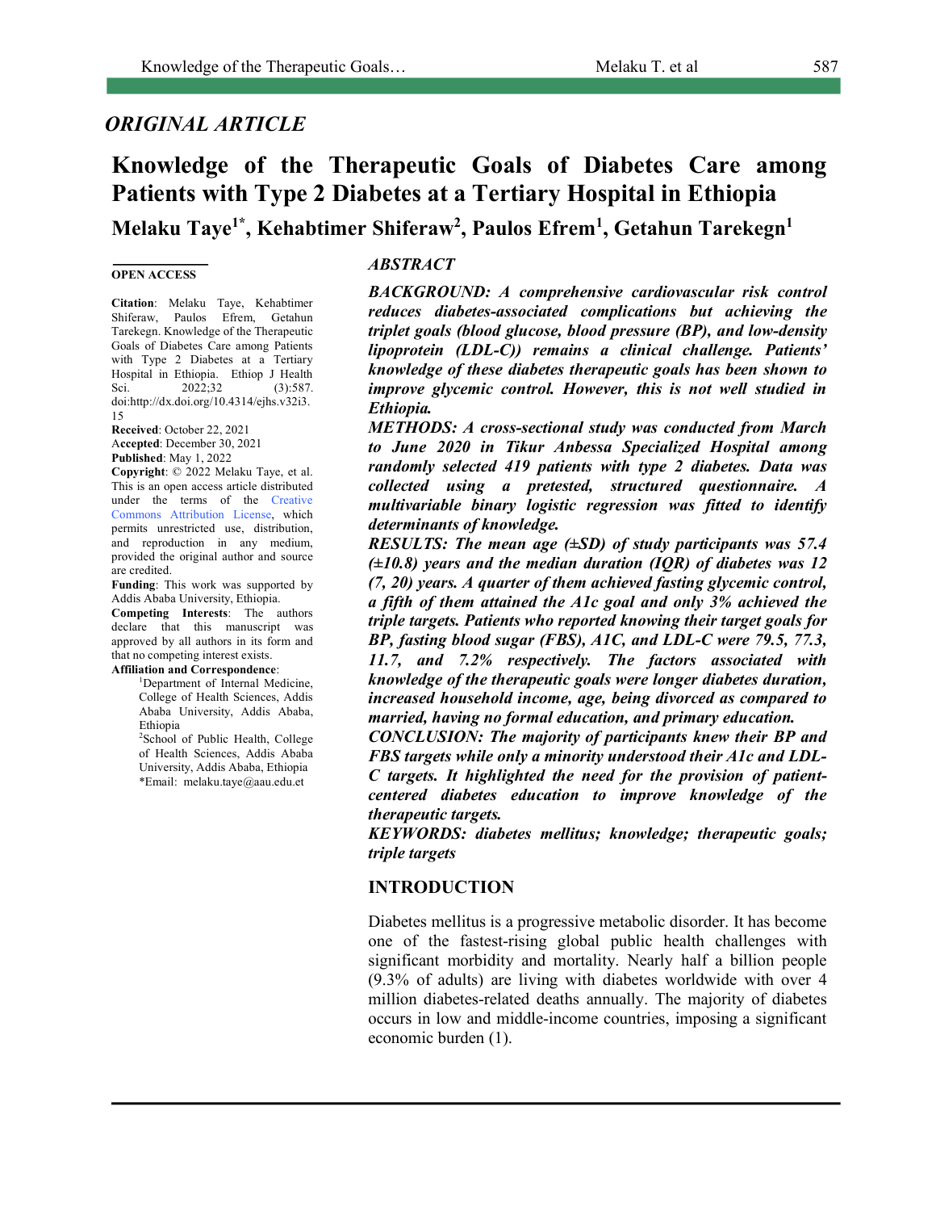*ORIGINAL ARTICLE*

# Knowledge of the Therapeutic Goals of Diabetes Care among Patients with Type 2 Diabetes at a Tertiary Hospital in Ethiopia

**Melaku Taye[1*], Kehabtimer Shiferaw[2], Paulos Efrem[1], Getahun Tarekegn[1]**

**OPEN ACCESS**

**Citation**: Melaku Taye, Kehabtimer Shiferaw, Paulos Efrem, Getahun Tarekegn. Knowledge of the Therapeutic Goals of Diabetes Care among Patients with Type 2 Diabetes at a Tertiary Hospital in Ethiopia. Ethiop J Health Sci. 2022;32 (3):587. doi:http://dx.doi.org/10.4314/ejhs.v32i3.15

**Received**: October 22, 2021

**Accepted**: December 30, 2021

**Published**: May 1, 2022

**Copyright**: © 2022 Melaku Taye, et al. This is an open access article distributed under the terms of the Creative Commons Attribution License, which permits unrestricted use, distribution, and reproduction in any medium, provided the original author and source are credited.

**Funding**: This work was supported by Addis Ababa University, Ethiopia.

**Competing Interests**: The authors declare that this manuscript was approved by all authors in its form and that no competing interest exists.

**Affiliation and Correspondence**:

[1]Department of Internal Medicine, College of Health Sciences, Addis Ababa University, Addis Ababa, Ethiopia

[2]School of Public Health, College of Health Sciences, Addis Ababa University, Addis Ababa, Ethiopia

*Email: melaku.taye@aau.edu.et

## *ABSTRACT*

***BACKGROUND: A comprehensive cardiovascular risk control reduces diabetes-associated complications but achieving the triplet goals (blood glucose, blood pressure (BP), and low-density lipoprotein (LDL-C)) remains a clinical challenge. Patients' knowledge of these diabetes therapeutic goals has been shown to improve glycemic control. However, this is not well studied in Ethiopia.***

***METHODS: A cross-sectional study was conducted from March to June 2020 in Tikur Anbessa Specialized Hospital among randomly selected 419 patients with type 2 diabetes. Data was collected using a pretested, structured questionnaire. A multivariable binary logistic regression was fitted to identify determinants of knowledge.***

***RESULTS: The mean age (±SD) of study participants was 57.4 (±10.8) years and the median duration (IQR) of diabetes was 12 (7, 20) years. A quarter of them achieved fasting glycemic control, a fifth of them attained the A1c goal and only 3% achieved the triple targets. Patients who reported knowing their target goals for BP, fasting blood sugar (FBS), A1C, and LDL-C were 79.5, 77.3, 11.7, and 7.2% respectively. The factors associated with knowledge of the therapeutic goals were longer diabetes duration, increased household income, age, being divorced as compared to married, having no formal education, and primary education.***

***CONCLUSION: The majority of participants knew their BP and FBS targets while only a minority understood their A1c and LDL-C targets. It highlighted the need for the provision of patient-centered diabetes education to improve knowledge of the therapeutic targets.***

***KEYWORDS: diabetes mellitus; knowledge; therapeutic goals; triple targets***

## INTRODUCTION

Diabetes mellitus is a progressive metabolic disorder. It has become one of the fastest-rising global public health challenges with significant morbidity and mortality. Nearly half a billion people (9.3% of adults) are living with diabetes worldwide with over 4 million diabetes-related deaths annually. The majority of diabetes occurs in low and middle-income countries, imposing a significant economic burden (1).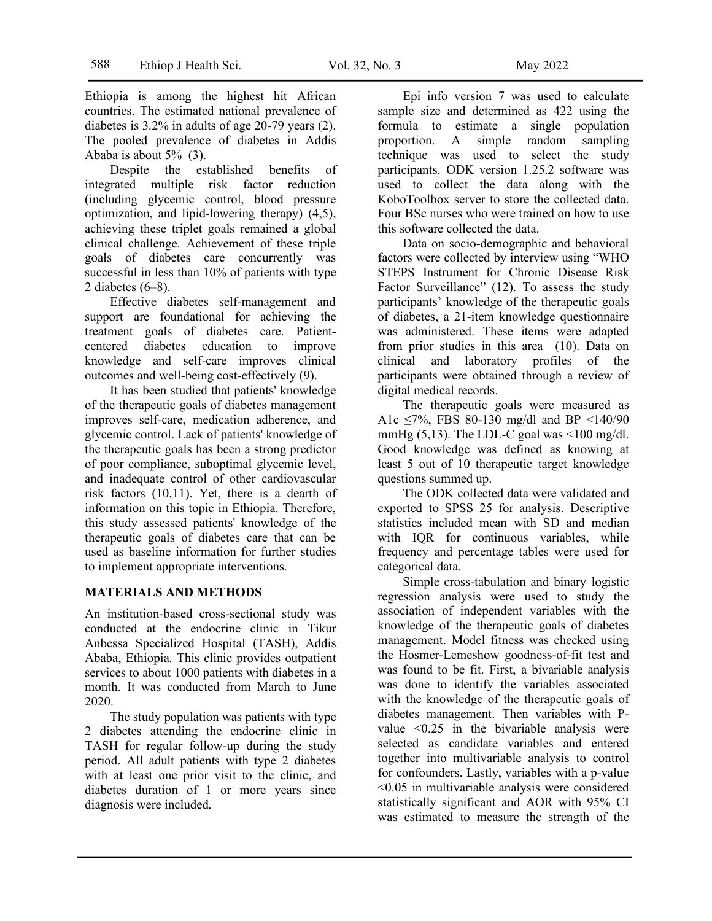Ethiopia is among the highest hit African countries. The estimated national prevalence of diabetes is 3.2% in adults of age 20-79 years (2). The pooled prevalence of diabetes in Addis Ababa is about 5% (3).

Despite the established benefits of integrated multiple risk factor reduction (including glycemic control, blood pressure optimization, and lipid-lowering therapy) (4,5), achieving these triplet goals remained a global clinical challenge. Achievement of these triple goals of diabetes care concurrently was successful in less than 10% of patients with type 2 diabetes (6–8).

Effective diabetes self-management and support are foundational for achieving the treatment goals of diabetes care. Patient-centered diabetes education to improve knowledge and self-care improves clinical outcomes and well-being cost-effectively (9).

It has been studied that patients' knowledge of the therapeutic goals of diabetes management improves self-care, medication adherence, and glycemic control. Lack of patients' knowledge of the therapeutic goals has been a strong predictor of poor compliance, suboptimal glycemic level, and inadequate control of other cardiovascular risk factors (10,11). Yet, there is a dearth of information on this topic in Ethiopia. Therefore, this study assessed patients' knowledge of the therapeutic goals of diabetes care that can be used as baseline information for further studies to implement appropriate interventions.

## MATERIALS AND METHODS

An institution-based cross-sectional study was conducted at the endocrine clinic in Tikur Anbessa Specialized Hospital (TASH), Addis Ababa, Ethiopia. This clinic provides outpatient services to about 1000 patients with diabetes in a month. It was conducted from March to June 2020.

The study population was patients with type 2 diabetes attending the endocrine clinic in TASH for regular follow-up during the study period. All adult patients with type 2 diabetes with at least one prior visit to the clinic, and diabetes duration of 1 or more years since diagnosis were included.

Epi info version 7 was used to calculate sample size and determined as 422 using the formula to estimate a single population proportion. A simple random sampling technique was used to select the study participants. ODK version 1.25.2 software was used to collect the data along with the KoboToolbox server to store the collected data. Four BSc nurses who were trained on how to use this software collected the data.

Data on socio-demographic and behavioral factors were collected by interview using "WHO STEPS Instrument for Chronic Disease Risk Factor Surveillance" (12). To assess the study participants' knowledge of the therapeutic goals of diabetes, a 21-item knowledge questionnaire was administered. These items were adapted from prior studies in this area (10). Data on clinical and laboratory profiles of the participants were obtained through a review of digital medical records.

The therapeutic goals were measured as A1c ≤7%, FBS 80-130 mg/dl and BP <140/90 mmHg (5,13). The LDL-C goal was <100 mg/dl. Good knowledge was defined as knowing at least 5 out of 10 therapeutic target knowledge questions summed up.

The ODK collected data were validated and exported to SPSS 25 for analysis. Descriptive statistics included mean with SD and median with IQR for continuous variables, while frequency and percentage tables were used for categorical data.

Simple cross-tabulation and binary logistic regression analysis were used to study the association of independent variables with the knowledge of the therapeutic goals of diabetes management. Model fitness was checked using the Hosmer-Lemeshow goodness-of-fit test and was found to be fit. First, a bivariable analysis was done to identify the variables associated with the knowledge of the therapeutic goals of diabetes management. Then variables with P-value $<0.25$ in the bivariable analysis were selected as candidate variables and entered together into multivariable analysis to control for confounders. Lastly, variables with a p-value $<0.05$ in multivariable analysis were considered statistically significant and AOR with 95% CI was estimated to measure the strength of the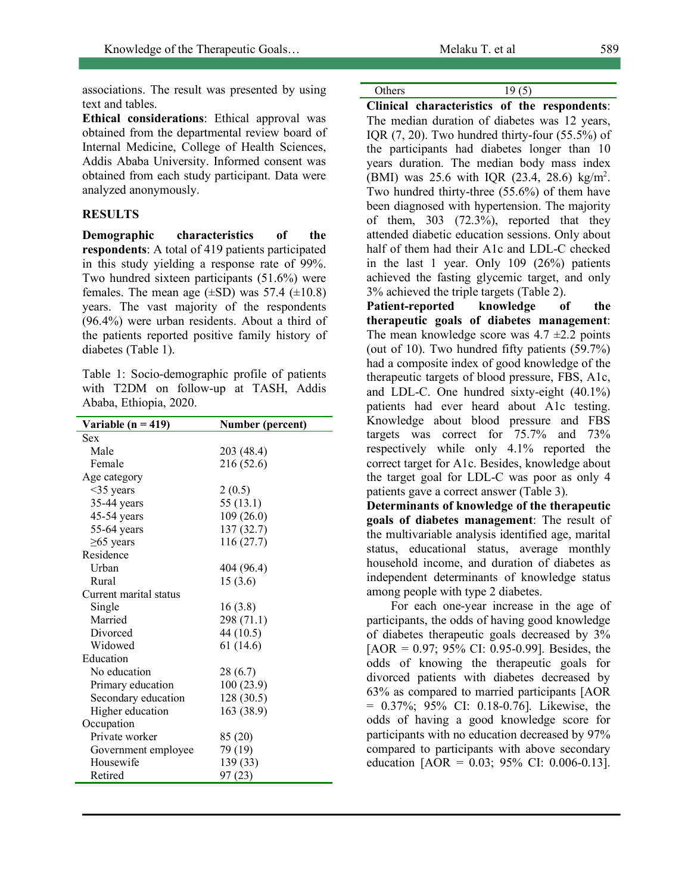associations. The result was presented by using text and tables.

**Ethical considerations**: Ethical approval was obtained from the departmental review board of Internal Medicine, College of Health Sciences, Addis Ababa University. Informed consent was obtained from each study participant. Data were analyzed anonymously.

## RESULTS

**Demographic characteristics of the respondents**: A total of 419 patients participated in this study yielding a response rate of 99%. Two hundred sixteen participants (51.6%) were females. The mean age (±SD) was 57.4 (±10.8) years. The vast majority of the respondents (96.4%) were urban residents. About a third of the patients reported positive family history of diabetes (Table 1).

Table 1: Socio-demographic profile of patients with T2DM on follow-up at TASH, Addis Ababa, Ethiopia, 2020.

| Variable (n = 419) | Number (percent) |
|---|---|
| Sex | |
| Male | 203 (48.4) |
| Female | 216 (52.6) |
| Age category | |
| <35 years | 2 (0.5) |
| 35-44 years | 55 (13.1) |
| 45-54 years | 109 (26.0) |
| 55-64 years | 137 (32.7) |
| ≥65 years | 116 (27.7) |
| Residence | |
| Urban | 404 (96.4) |
| Rural | 15 (3.6) |
| Current marital status | |
| Single | 16 (3.8) |
| Married | 298 (71.1) |
| Divorced | 44 (10.5) |
| Widowed | 61 (14.6) |
| Education | |
| No education | 28 (6.7) |
| Primary education | 100 (23.9) |
| Secondary education | 128 (30.5) |
| Higher education | 163 (38.9) |
| Occupation | |
| Private worker | 85 (20) |
| Government employee | 79 (19) |
| Housewife | 139 (33) |
| Retired | 97 (23) |
| Others | 19 (5) |

**Clinical characteristics of the respondents**: The median duration of diabetes was 12 years, IQR (7, 20). Two hundred thirty-four (55.5%) of the participants had diabetes longer than 10 years duration. The median body mass index (BMI) was 25.6 with IQR (23.4, 28.6) kg/m$^2$. Two hundred thirty-three (55.6%) of them have been diagnosed with hypertension. The majority of them, 303 (72.3%), reported that they attended diabetic education sessions. Only about half of them had their A1c and LDL-C checked in the last 1 year. Only 109 (26%) patients achieved the fasting glycemic target, and only 3% achieved the triple targets (Table 2).

**Patient-reported knowledge of the therapeutic goals of diabetes management**: The mean knowledge score was 4.7 ±2.2 points (out of 10). Two hundred fifty patients (59.7%) had a composite index of good knowledge of the therapeutic targets of blood pressure, FBS, A1c, and LDL-C. One hundred sixty-eight (40.1%) patients had ever heard about A1c testing. Knowledge about blood pressure and FBS targets was correct for 75.7% and 73% respectively while only 4.1% reported the correct target for A1c. Besides, knowledge about the target goal for LDL-C was poor as only 4 patients gave a correct answer (Table 3).

**Determinants of knowledge of the therapeutic goals of diabetes management**: The result of the multivariable analysis identified age, marital status, educational status, average monthly household income, and duration of diabetes as independent determinants of knowledge status among people with type 2 diabetes.

For each one-year increase in the age of participants, the odds of having good knowledge of diabetes therapeutic goals decreased by 3% [AOR = 0.97; 95% CI: 0.95-0.99]. Besides, the odds of knowing the therapeutic goals for divorced patients with diabetes decreased by 63% as compared to married participants [AOR = 0.37%; 95% CI: 0.18-0.76]. Likewise, the odds of having a good knowledge score for participants with no education decreased by 97% compared to participants with above secondary education [AOR = 0.03; 95% CI: 0.006-0.13].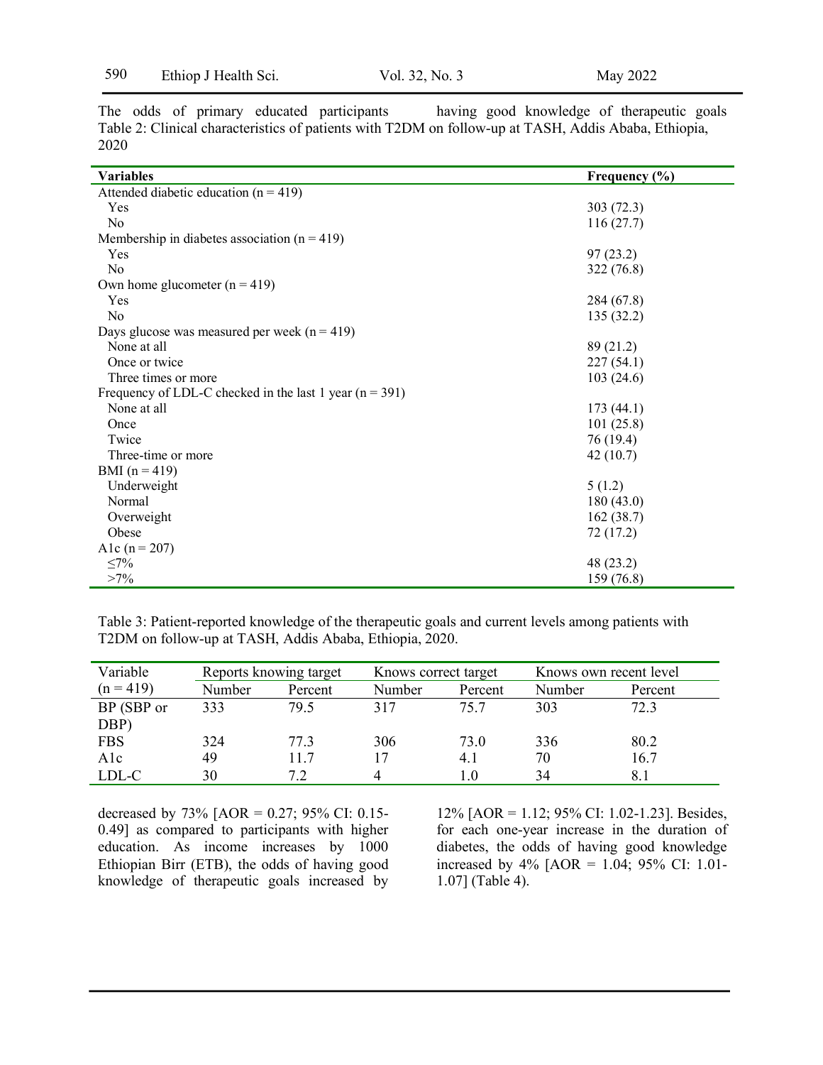The odds of primary educated participants having good knowledge of therapeutic goals decreased by 73% [AOR = 0.27; 95% CI: 0.15-0.49] as compared to participants with higher education. As income increases by 1000 Ethiopian Birr (ETB), the odds of having good knowledge of therapeutic goals increased by 12% [AOR = 1.12; 95% CI: 1.02-1.23]. Besides, for each one-year increase in the duration of diabetes, the odds of having good knowledge increased by 4% [AOR = 1.04; 95% CI: 1.01-1.07] (Table 4).

Table 2: Clinical characteristics of patients with T2DM on follow-up at TASH, Addis Ababa, Ethiopia, 2020

| Variables | Frequency (%) |
|---|---|
| Attended diabetic education (n = 419) | |
| Yes | 303 (72.3) |
| No | 116 (27.7) |
| Membership in diabetes association (n = 419) | |
| Yes | 97 (23.2) |
| No | 322 (76.8) |
| Own home glucometer (n = 419) | |
| Yes | 284 (67.8) |
| No | 135 (32.2) |
| Days glucose was measured per week (n = 419) | |
| None at all | 89 (21.2) |
| Once or twice | 227 (54.1) |
| Three times or more | 103 (24.6) |
| Frequency of LDL-C checked in the last 1 year (n = 391) | |
| None at all | 173 (44.1) |
| Once | 101 (25.8) |
| Twice | 76 (19.4) |
| Three-time or more | 42 (10.7) |
| BMI (n = 419) | |
| Underweight | 5 (1.2) |
| Normal | 180 (43.0) |
| Overweight | 162 (38.7) |
| Obese | 72 (17.2) |
| A1c (n = 207) | |
| ≤7% | 48 (23.2) |
| >7% | 159 (76.8) |

Table 3: Patient-reported knowledge of the therapeutic goals and current levels among patients with T2DM on follow-up at TASH, Addis Ababa, Ethiopia, 2020.

| Variable | Reports knowing target | | Knows correct target | | Knows own recent level | |
|---|---|---|---|---|---|---|
| (n = 419) | Number | Percent | Number | Percent | Number | Percent |
| BP (SBP or DBP) | 333 | 79.5 | 317 | 75.7 | 303 | 72.3 |
| FBS | 324 | 77.3 | 306 | 73.0 | 336 | 80.2 |
| A1c | 49 | 11.7 | 17 | 4.1 | 70 | 16.7 |
| LDL-C | 30 | 7.2 | 4 | 1.0 | 34 | 8.1 |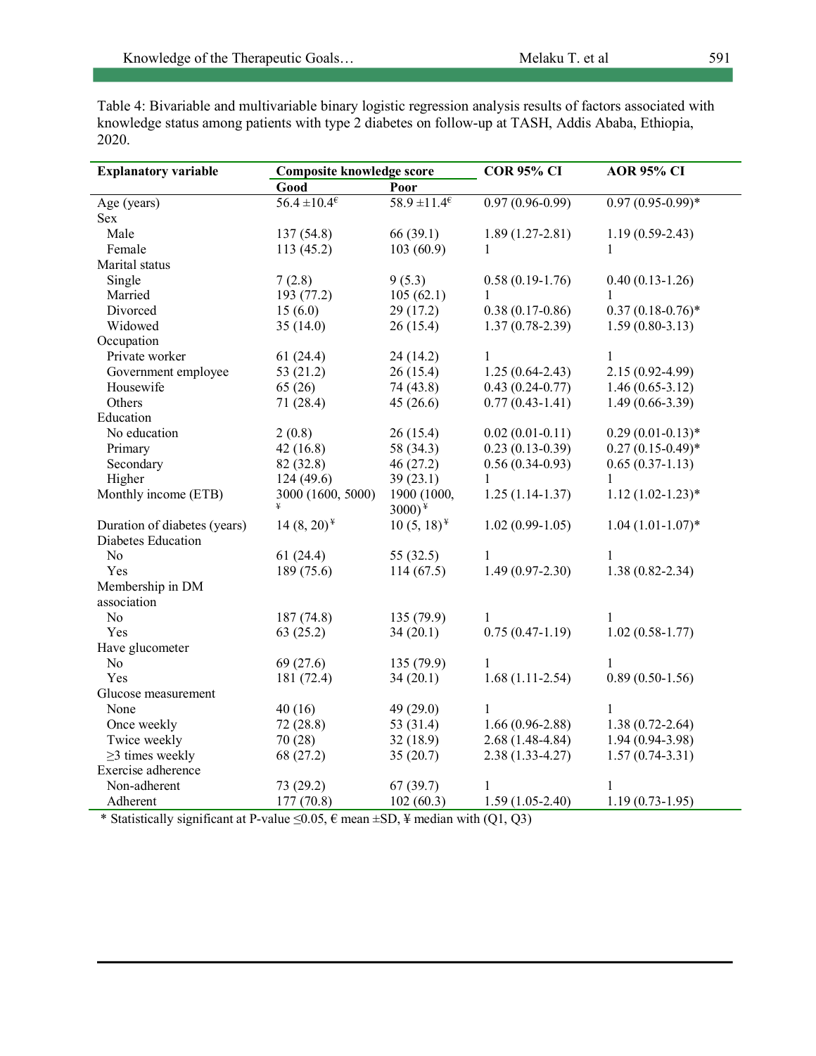Table 4: Bivariable and multivariable binary logistic regression analysis results of factors associated with knowledge status among patients with type 2 diabetes on follow-up at TASH, Addis Ababa, Ethiopia, 2020.

| Explanatory variable | Composite knowledge score | | COR 95% CI | AOR 95% CI |
|---|---|---|---|---|
| | Good | Poor | | |
| Age (years) | 56.4 ±10.4€ | 58.9 ±11.4€ | 0.97 (0.96-0.99) | 0.97 (0.95-0.99)* |
| Sex | | | | |
| Male | 137 (54.8) | 66 (39.1) | 1.89 (1.27-2.81) | 1.19 (0.59-2.43) |
| Female | 113 (45.2) | 103 (60.9) | 1 | 1 |
| Marital status | | | | |
| Single | 7 (2.8) | 9 (5.3) | 0.58 (0.19-1.76) | 0.40 (0.13-1.26) |
| Married | 193 (77.2) | 105 (62.1) | 1 | 1 |
| Divorced | 15 (6.0) | 29 (17.2) | 0.38 (0.17-0.86) | 0.37 (0.18-0.76)* |
| Widowed | 35 (14.0) | 26 (15.4) | 1.37 (0.78-2.39) | 1.59 (0.80-3.13) |
| Occupation | | | | |
| Private worker | 61 (24.4) | 24 (14.2) | 1 | 1 |
| Government employee | 53 (21.2) | 26 (15.4) | 1.25 (0.64-2.43) | 2.15 (0.92-4.99) |
| Housewife | 65 (26) | 74 (43.8) | 0.43 (0.24-0.77) | 1.46 (0.65-3.12) |
| Others | 71 (28.4) | 45 (26.6) | 0.77 (0.43-1.41) | 1.49 (0.66-3.39) |
| Education | | | | |
| No education | 2 (0.8) | 26 (15.4) | 0.02 (0.01-0.11) | 0.29 (0.01-0.13)* |
| Primary | 42 (16.8) | 58 (34.3) | 0.23 (0.13-0.39) | 0.27 (0.15-0.49)* |
| Secondary | 82 (32.8) | 46 (27.2) | 0.56 (0.34-0.93) | 0.65 (0.37-1.13) |
| Higher | 124 (49.6) | 39 (23.1) | 1 | 1 |
| Monthly income (ETB) | 3000 (1600, 5000) ¥ | 1900 (1000, 3000) ¥ | 1.25 (1.14-1.37) | 1.12 (1.02-1.23)* |
| Duration of diabetes (years) | 14 (8, 20) ¥ | 10 (5, 18) ¥ | 1.02 (0.99-1.05) | 1.04 (1.01-1.07)* |
| Diabetes Education | | | | |
| No | 61 (24.4) | 55 (32.5) | 1 | 1 |
| Yes | 189 (75.6) | 114 (67.5) | 1.49 (0.97-2.30) | 1.38 (0.82-2.34) |
| Membership in DM association | | | | |
| No | 187 (74.8) | 135 (79.9) | 1 | 1 |
| Yes | 63 (25.2) | 34 (20.1) | 0.75 (0.47-1.19) | 1.02 (0.58-1.77) |
| Have glucometer | | | | |
| No | 69 (27.6) | 135 (79.9) | 1 | 1 |
| Yes | 181 (72.4) | 34 (20.1) | 1.68 (1.11-2.54) | 0.89 (0.50-1.56) |
| Glucose measurement | | | | |
| None | 40 (16) | 49 (29.0) | 1 | 1 |
| Once weekly | 72 (28.8) | 53 (31.4) | 1.66 (0.96-2.88) | 1.38 (0.72-2.64) |
| Twice weekly | 70 (28) | 32 (18.9) | 2.68 (1.48-4.84) | 1.94 (0.94-3.98) |
| ≥3 times weekly | 68 (27.2) | 35 (20.7) | 2.38 (1.33-4.27) | 1.57 (0.74-3.31) |
| Exercise adherence | | | | |
| Non-adherent | 73 (29.2) | 67 (39.7) | 1 | 1 |
| Adherent | 177 (70.8) | 102 (60.3) | 1.59 (1.05-2.40) | 1.19 (0.73-1.95) |

* Statistically significant at P-value ≤0.05, € mean ±SD, ¥ median with (Q1, Q3)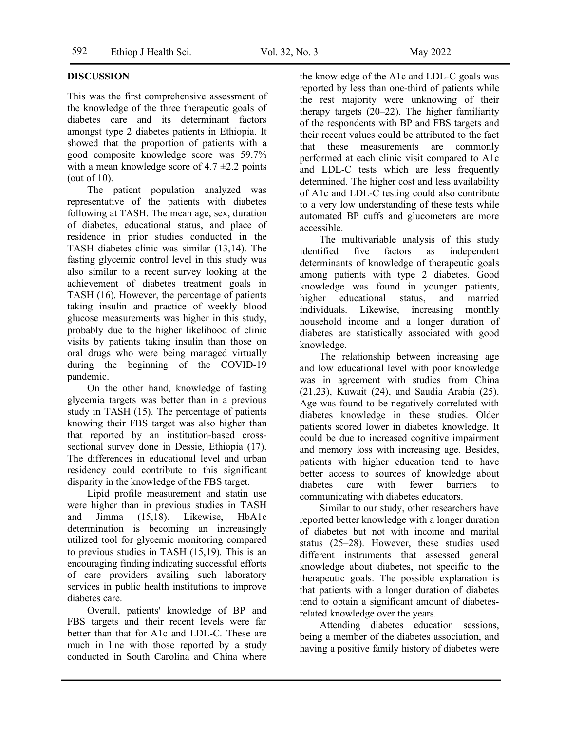## DISCUSSION

This was the first comprehensive assessment of the knowledge of the three therapeutic goals of diabetes care and its determinant factors amongst type 2 diabetes patients in Ethiopia. It showed that the proportion of patients with a good composite knowledge score was 59.7% with a mean knowledge score of 4.7 ±2.2 points (out of 10).

The patient population analyzed was representative of the patients with diabetes following at TASH. The mean age, sex, duration of diabetes, educational status, and place of residence in prior studies conducted in the TASH diabetes clinic was similar (13,14). The fasting glycemic control level in this study was also similar to a recent survey looking at the achievement of diabetes treatment goals in TASH (16). However, the percentage of patients taking insulin and practice of weekly blood glucose measurements was higher in this study, probably due to the higher likelihood of clinic visits by patients taking insulin than those on oral drugs who were being managed virtually during the beginning of the COVID-19 pandemic.

On the other hand, knowledge of fasting glycemia targets was better than in a previous study in TASH (15). The percentage of patients knowing their FBS target was also higher than that reported by an institution-based cross-sectional survey done in Dessie, Ethiopia (17). The differences in educational level and urban residency could contribute to this significant disparity in the knowledge of the FBS target.

Lipid profile measurement and statin use were higher than in previous studies in TASH and Jimma (15,18). Likewise, HbA1c determination is becoming an increasingly utilized tool for glycemic monitoring compared to previous studies in TASH (15,19). This is an encouraging finding indicating successful efforts of care providers availing such laboratory services in public health institutions to improve diabetes care.

Overall, patients' knowledge of BP and FBS targets and their recent levels were far better than that for A1c and LDL-C. These are much in line with those reported by a study conducted in South Carolina and China where the knowledge of the A1c and LDL-C goals was reported by less than one-third of patients while the rest majority were unknowing of their therapy targets (20–22). The higher familiarity of the respondents with BP and FBS targets and their recent values could be attributed to the fact that these measurements are commonly performed at each clinic visit compared to A1c and LDL-C tests which are less frequently determined. The higher cost and less availability of A1c and LDL-C testing could also contribute to a very low understanding of these tests while automated BP cuffs and glucometers are more accessible.

The multivariable analysis of this study identified five factors as independent determinants of knowledge of therapeutic goals among patients with type 2 diabetes. Good knowledge was found in younger patients, higher educational status, and married individuals. Likewise, increasing monthly household income and a longer duration of diabetes are statistically associated with good knowledge.

The relationship between increasing age and low educational level with poor knowledge was in agreement with studies from China (21,23), Kuwait (24), and Saudia Arabia (25). Age was found to be negatively correlated with diabetes knowledge in these studies. Older patients scored lower in diabetes knowledge. It could be due to increased cognitive impairment and memory loss with increasing age. Besides, patients with higher education tend to have better access to sources of knowledge about diabetes care with fewer barriers to communicating with diabetes educators.

Similar to our study, other researchers have reported better knowledge with a longer duration of diabetes but not with income and marital status (25–28). However, these studies used different instruments that assessed general knowledge about diabetes, not specific to the therapeutic goals. The possible explanation is that patients with a longer duration of diabetes tend to obtain a significant amount of diabetes-related knowledge over the years.

Attending diabetes education sessions, being a member of the diabetes association, and having a positive family history of diabetes were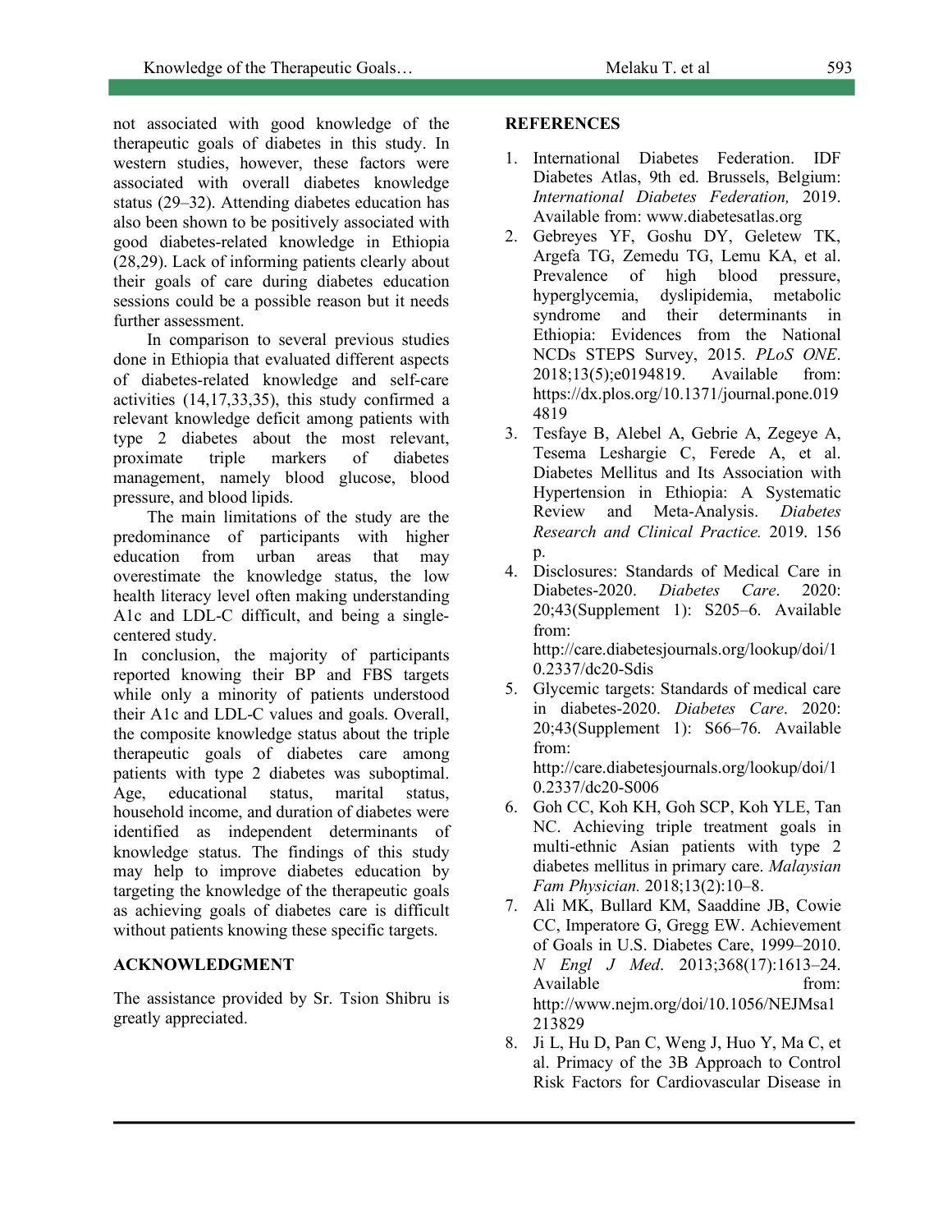not associated with good knowledge of the therapeutic goals of diabetes in this study. In western studies, however, these factors were associated with overall diabetes knowledge status (29–32). Attending diabetes education has also been shown to be positively associated with good diabetes-related knowledge in Ethiopia (28,29). Lack of informing patients clearly about their goals of care during diabetes education sessions could be a possible reason but it needs further assessment.

In comparison to several previous studies done in Ethiopia that evaluated different aspects of diabetes-related knowledge and self-care activities (14,17,33,35), this study confirmed a relevant knowledge deficit among patients with type 2 diabetes about the most relevant, proximate triple markers of diabetes management, namely blood glucose, blood pressure, and blood lipids.

The main limitations of the study are the predominance of participants with higher education from urban areas that may overestimate the knowledge status, the low health literacy level often making understanding A1c and LDL-C difficult, and being a single-centered study.

In conclusion, the majority of participants reported knowing their BP and FBS targets while only a minority of patients understood their A1c and LDL-C values and goals. Overall, the composite knowledge status about the triple therapeutic goals of diabetes care among patients with type 2 diabetes was suboptimal. Age, educational status, marital status, household income, and duration of diabetes were identified as independent determinants of knowledge status. The findings of this study may help to improve diabetes education by targeting the knowledge of the therapeutic goals as achieving goals of diabetes care is difficult without patients knowing these specific targets.

## ACKNOWLEDGMENT

The assistance provided by Sr. Tsion Shibru is greatly appreciated.

## REFERENCES

1. International Diabetes Federation. IDF Diabetes Atlas, 9th ed. Brussels, Belgium: *International Diabetes Federation,* 2019. Available from: www.diabetesatlas.org
2. Gebreyes YF, Goshu DY, Geletew TK, Argefa TG, Zemedu TG, Lemu KA, et al. Prevalence of high blood pressure, hyperglycemia, dyslipidemia, metabolic syndrome and their determinants in Ethiopia: Evidences from the National NCDs STEPS Survey, 2015. *PLoS ONE*. 2018;13(5);e0194819. Available from: https://dx.plos.org/10.1371/journal.pone.0194819
3. Tesfaye B, Alebel A, Gebrie A, Zegeye A, Tesema Leshargie C, Ferede A, et al. Diabetes Mellitus and Its Association with Hypertension in Ethiopia: A Systematic Review and Meta-Analysis. *Diabetes Research and Clinical Practice.* 2019. 156 p.
4. Disclosures: Standards of Medical Care in Diabetes-2020. *Diabetes Care*. 2020: 20;43(Supplement 1): S205–6. Available from: http://care.diabetesjournals.org/lookup/doi/10.2337/dc20-Sdis
5. Glycemic targets: Standards of medical care in diabetes-2020. *Diabetes Care*. 2020: 20;43(Supplement 1): S66–76. Available from: http://care.diabetesjournals.org/lookup/doi/10.2337/dc20-S006
6. Goh CC, Koh KH, Goh SCP, Koh YLE, Tan NC. Achieving triple treatment goals in multi-ethnic Asian patients with type 2 diabetes mellitus in primary care. *Malaysian Fam Physician.* 2018;13(2):10–8.
7. Ali MK, Bullard KM, Saaddine JB, Cowie CC, Imperatore G, Gregg EW. Achievement of Goals in U.S. Diabetes Care, 1999–2010. *N Engl J Med*. 2013;368(17):1613–24. Available from: http://www.nejm.org/doi/10.1056/NEJMsa1213829
8. Ji L, Hu D, Pan C, Weng J, Huo Y, Ma C, et al. Primacy of the 3B Approach to Control Risk Factors for Cardiovascular Disease in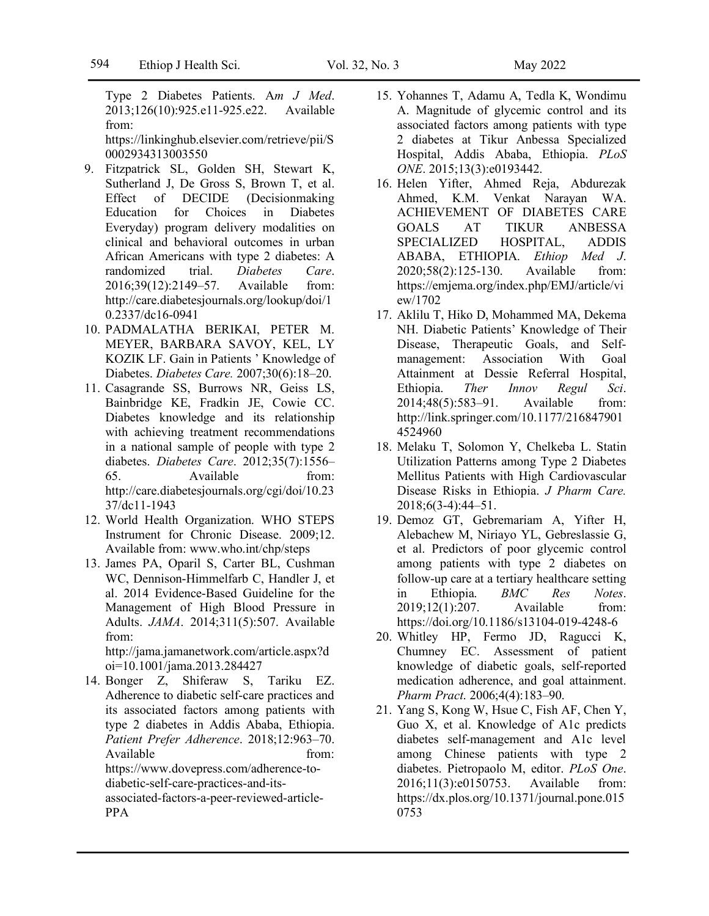Type 2 Diabetes Patients. *Am J Med*. 2013;126(10):925.e11-925.e22. Available from: https://linkinghub.elsevier.com/retrieve/pii/S0002934313003550

9. Fitzpatrick SL, Golden SH, Stewart K, Sutherland J, De Gross S, Brown T, et al. Effect of DECIDE (Decisionmaking Education for Choices in Diabetes Everyday) program delivery modalities on clinical and behavioral outcomes in urban African Americans with type 2 diabetes: A randomized trial. *Diabetes Care*. 2016;39(12):2149–57. Available from: http://care.diabetesjournals.org/lookup/doi/10.2337/dc16-0941
10. PADMALATHA BERIKAI, PETER M. MEYER, BARBARA SAVOY, KEL, LY KOZIK LF. Gain in Patients ' Knowledge of Diabetes. *Diabetes Care.* 2007;30(6):18–20.
11. Casagrande SS, Burrows NR, Geiss LS, Bainbridge KE, Fradkin JE, Cowie CC. Diabetes knowledge and its relationship with achieving treatment recommendations in a national sample of people with type 2 diabetes. *Diabetes Care*. 2012;35(7):1556–65. Available from: http://care.diabetesjournals.org/cgi/doi/10.2337/dc11-1943
12. World Health Organization. WHO STEPS Instrument for Chronic Disease. 2009;12. Available from: www.who.int/chp/steps
13. James PA, Oparil S, Carter BL, Cushman WC, Dennison-Himmelfarb C, Handler J, et al. 2014 Evidence-Based Guideline for the Management of High Blood Pressure in Adults. *JAMA*. 2014;311(5):507. Available from: http://jama.jamanetwork.com/article.aspx?doi=10.1001/jama.2013.284427
14. Bonger Z, Shiferaw S, Tariku EZ. Adherence to diabetic self-care practices and its associated factors among patients with type 2 diabetes in Addis Ababa, Ethiopia. *Patient Prefer Adherence*. 2018;12:963–70. Available from: https://www.dovepress.com/adherence-to-diabetic-self-care-practices-and-its-associated-factors-a-peer-reviewed-article-PPA
15. Yohannes T, Adamu A, Tedla K, Wondimu A. Magnitude of glycemic control and its associated factors among patients with type 2 diabetes at Tikur Anbessa Specialized Hospital, Addis Ababa, Ethiopia. *PLoS ONE*. 2015;13(3):e0193442.
16. Helen Yifter, Ahmed Reja, Abdurezak Ahmed, K.M. Venkat Narayan WA. ACHIEVEMENT OF DIABETES CARE GOALS AT TIKUR ANBESSA SPECIALIZED HOSPITAL, ADDIS ABABA, ETHIOPIA. *Ethiop Med J*. 2020;58(2):125-130. Available from: https://emjema.org/index.php/EMJ/article/view/1702
17. Aklilu T, Hiko D, Mohammed MA, Dekema NH. Diabetic Patients' Knowledge of Their Disease, Therapeutic Goals, and Self-management: Association With Goal Attainment at Dessie Referral Hospital, Ethiopia. *Ther Innov Regul Sci*. 2014;48(5):583–91. Available from: http://link.springer.com/10.1177/2168479014524960
18. Melaku T, Solomon Y, Chelkeba L. Statin Utilization Patterns among Type 2 Diabetes Mellitus Patients with High Cardiovascular Disease Risks in Ethiopia. *J Pharm Care.* 2018;6(3-4):44–51.
19. Demoz GT, Gebremariam A, Yifter H, Alebachew M, Niriayo YL, Gebreslassie G, et al. Predictors of poor glycemic control among patients with type 2 diabetes on follow-up care at a tertiary healthcare setting in Ethiopia. *BMC Res Notes*. 2019;12(1):207. Available from: https://doi.org/10.1186/s13104-019-4248-6
20. Whitley HP, Fermo JD, Ragucci K, Chumney EC. Assessment of patient knowledge of diabetic goals, self-reported medication adherence, and goal attainment. *Pharm Pract*. 2006;4(4):183–90.
21. Yang S, Kong W, Hsue C, Fish AF, Chen Y, Guo X, et al. Knowledge of A1c predicts diabetes self-management and A1c level among Chinese patients with type 2 diabetes. Pietropaolo M, editor. *PLoS One*. 2016;11(3):e0150753. Available from: https://dx.plos.org/10.1371/journal.pone.0150753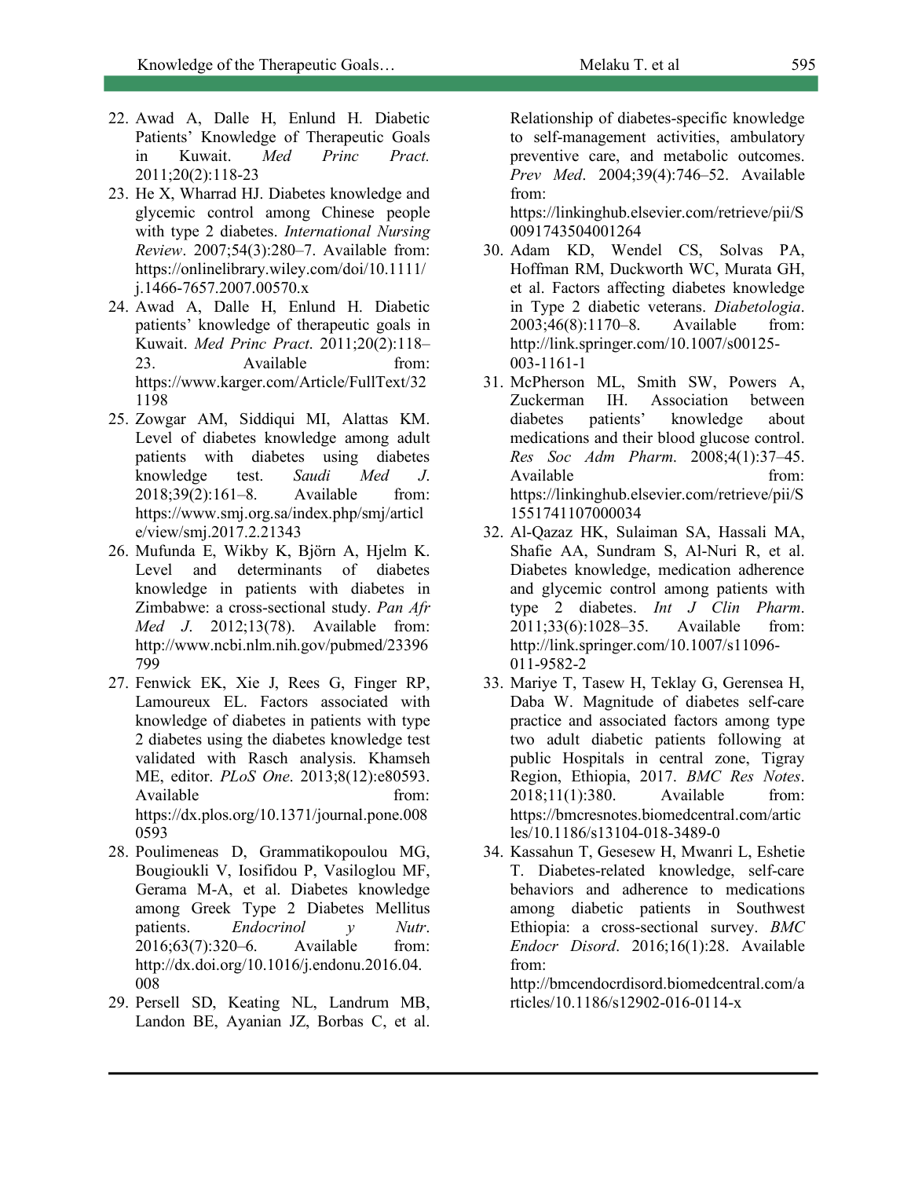22. Awad A, Dalle H, Enlund H. Diabetic Patients' Knowledge of Therapeutic Goals in Kuwait. *Med Princ Pract.* 2011;20(2):118-23
23. He X, Wharrad HJ. Diabetes knowledge and glycemic control among Chinese people with type 2 diabetes. *International Nursing Review*. 2007;54(3):280–7. Available from: https://onlinelibrary.wiley.com/doi/10.1111/j.1466-7657.2007.00570.x
24. Awad A, Dalle H, Enlund H. Diabetic patients' knowledge of therapeutic goals in Kuwait. *Med Princ Pract*. 2011;20(2):118–23. Available from: https://www.karger.com/Article/FullText/321198
25. Zowgar AM, Siddiqui MI, Alattas KM. Level of diabetes knowledge among adult patients with diabetes using diabetes knowledge test. *Saudi Med J*. 2018;39(2):161–8. Available from: https://www.smj.org.sa/index.php/smj/article/view/smj.2017.2.21343
26. Mufunda E, Wikby K, Björn A, Hjelm K. Level and determinants of diabetes knowledge in patients with diabetes in Zimbabwe: a cross-sectional study. *Pan Afr Med J*. 2012;13(78). Available from: http://www.ncbi.nlm.nih.gov/pubmed/23396799
27. Fenwick EK, Xie J, Rees G, Finger RP, Lamoureux EL. Factors associated with knowledge of diabetes in patients with type 2 diabetes using the diabetes knowledge test validated with Rasch analysis. Khamseh ME, editor. *PLoS One*. 2013;8(12):e80593. Available from: https://dx.plos.org/10.1371/journal.pone.0080593
28. Poulimeneas D, Grammatikopoulou MG, Bougioukli V, Iosifidou P, Vasiloglou MF, Gerama M-A, et al. Diabetes knowledge among Greek Type 2 Diabetes Mellitus patients. *Endocrinol y Nutr*. 2016;63(7):320–6. Available from: http://dx.doi.org/10.1016/j.endonu.2016.04.008
29. Persell SD, Keating NL, Landrum MB, Landon BE, Ayanian JZ, Borbas C, et al. Relationship of diabetes-specific knowledge to self-management activities, ambulatory preventive care, and metabolic outcomes. *Prev Med*. 2004;39(4):746–52. Available from: https://linkinghub.elsevier.com/retrieve/pii/S0091743504001264
30. Adam KD, Wendel CS, Solvas PA, Hoffman RM, Duckworth WC, Murata GH, et al. Factors affecting diabetes knowledge in Type 2 diabetic veterans. *Diabetologia*. 2003;46(8):1170–8. Available from: http://link.springer.com/10.1007/s00125-003-1161-1
31. McPherson ML, Smith SW, Powers A, Zuckerman IH. Association between diabetes patients' knowledge about medications and their blood glucose control. *Res Soc Adm Pharm*. 2008;4(1):37–45. Available from: https://linkinghub.elsevier.com/retrieve/pii/S1551741107000034
32. Al-Qazaz HK, Sulaiman SA, Hassali MA, Shafie AA, Sundram S, Al-Nuri R, et al. Diabetes knowledge, medication adherence and glycemic control among patients with type 2 diabetes. *Int J Clin Pharm*. 2011;33(6):1028–35. Available from: http://link.springer.com/10.1007/s11096-011-9582-2
33. Mariye T, Tasew H, Teklay G, Gerensea H, Daba W. Magnitude of diabetes self-care practice and associated factors among type two adult diabetic patients following at public Hospitals in central zone, Tigray Region, Ethiopia, 2017. *BMC Res Notes*. 2018;11(1):380. Available from: https://bmcresnotes.biomedcentral.com/articles/10.1186/s13104-018-3489-0
34. Kassahun T, Gesesew H, Mwanri L, Eshetie T. Diabetes-related knowledge, self-care behaviors and adherence to medications among diabetic patients in Southwest Ethiopia: a cross-sectional survey. *BMC Endocr Disord*. 2016;16(1):28. Available from: http://bmcendocrdisord.biomedcentral.com/articles/10.1186/s12902-016-0114-x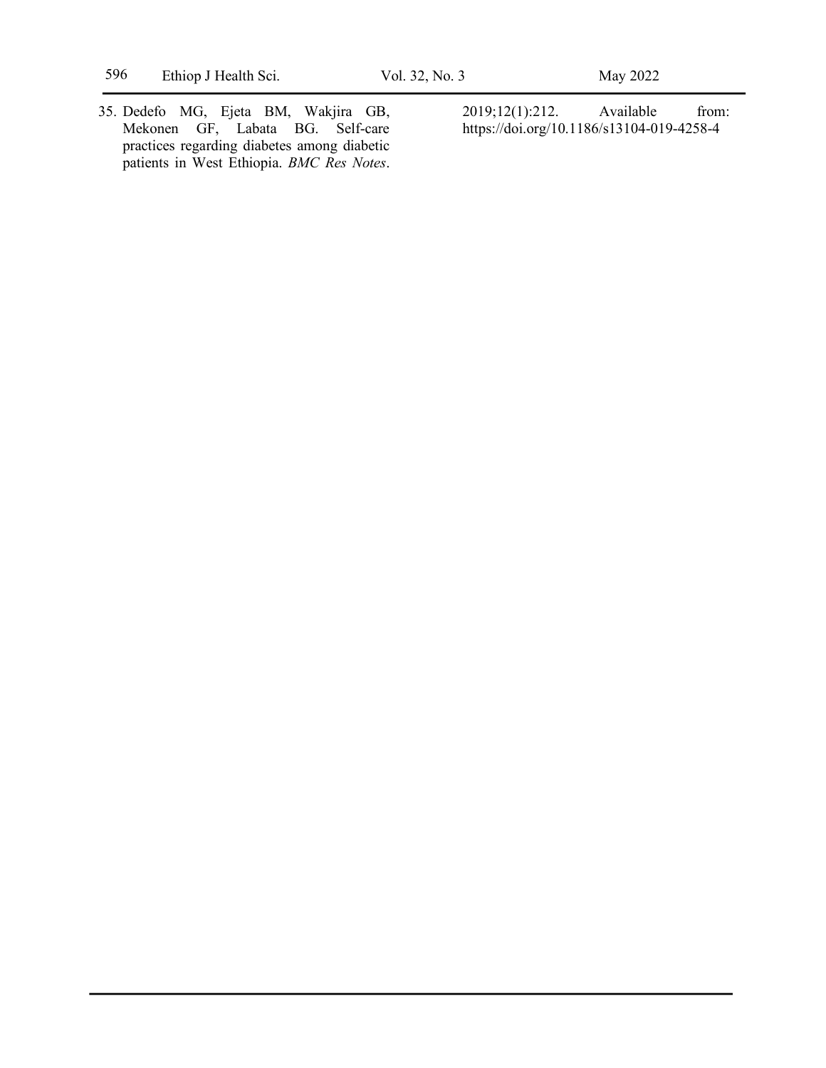35. Dedefo MG, Ejeta BM, Wakjira GB, Mekonen GF, Labata BG. Self-care practices regarding diabetes among diabetic patients in West Ethiopia. *BMC Res Notes*. 2019;12(1):212. Available from: https://doi.org/10.1186/s13104-019-4258-4